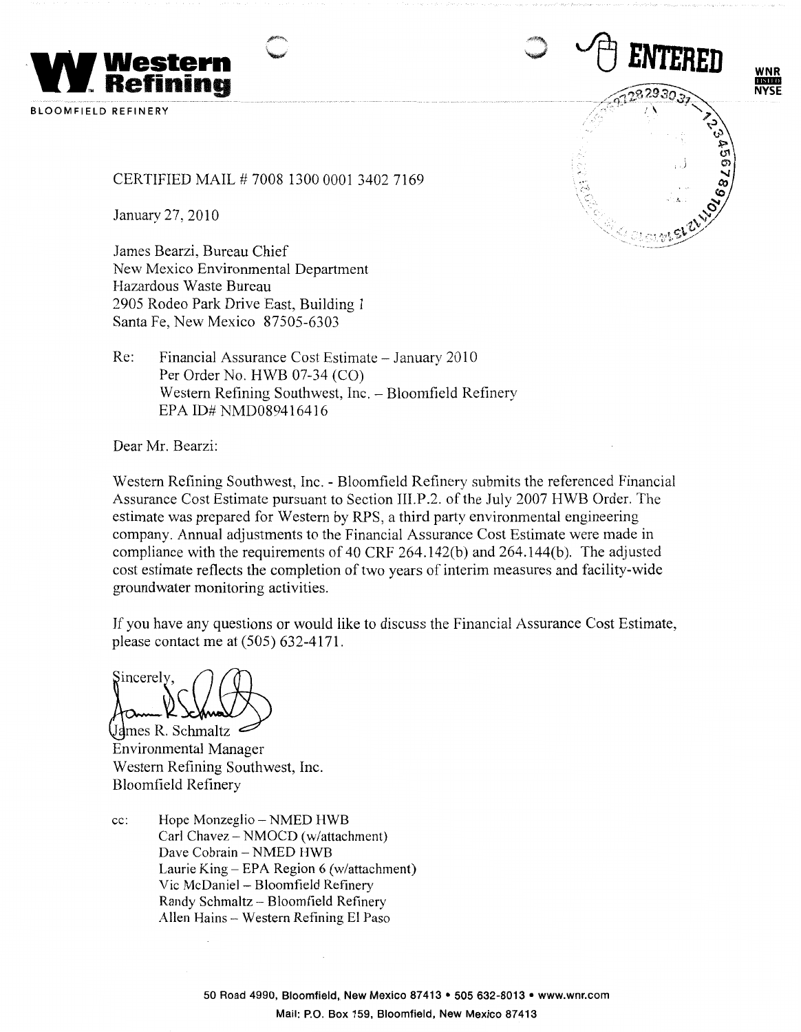**Western Refining**

BLOOMFIELD REFINERY

ENTERED

WNR
LISTED
NYSE

CERTIFIED MAIL # 7008 1300 0001 3402 7169

January 27, 2010

James Bearzi, Bureau Chief
New Mexico Environmental Department
Hazardous Waste Bureau
2905 Rodeo Park Drive East, Building 1
Santa Fe, New Mexico 87505-6303

Re: Financial Assurance Cost Estimate – January 2010
Per Order No. HWB 07-34 (CO)
Western Refining Southwest, Inc. – Bloomfield Refinery
EPA ID# NMD089416416

Dear Mr. Bearzi:

Western Refining Southwest, Inc. - Bloomfield Refinery submits the referenced Financial Assurance Cost Estimate pursuant to Section III.P.2. of the July 2007 HWB Order. The estimate was prepared for Western by RPS, a third party environmental engineering company. Annual adjustments to the Financial Assurance Cost Estimate were made in compliance with the requirements of 40 CRF 264.142(b) and 264.144(b). The adjusted cost estimate reflects the completion of two years of interim measures and facility-wide groundwater monitoring activities.

If you have any questions or would like to discuss the Financial Assurance Cost Estimate, please contact me at (505) 632-4171.

Sincerely,

James R. Schmaltz
Environmental Manager
Western Refining Southwest, Inc.
Bloomfield Refinery

cc: Hope Monzeglio – NMED HWB
Carl Chavez – NMOCD (w/attachment)
Dave Cobrain – NMED HWB
Laurie King – EPA Region 6 (w/attachment)
Vic McDaniel – Bloomfield Refinery
Randy Schmaltz – Bloomfield Refinery
Allen Hains – Western Refining El Paso

50 Road 4990, Bloomfield, New Mexico 87413 • 505 632-8013 • www.wnr.com
Mail: P.O. Box 159, Bloomfield, New Mexico 87413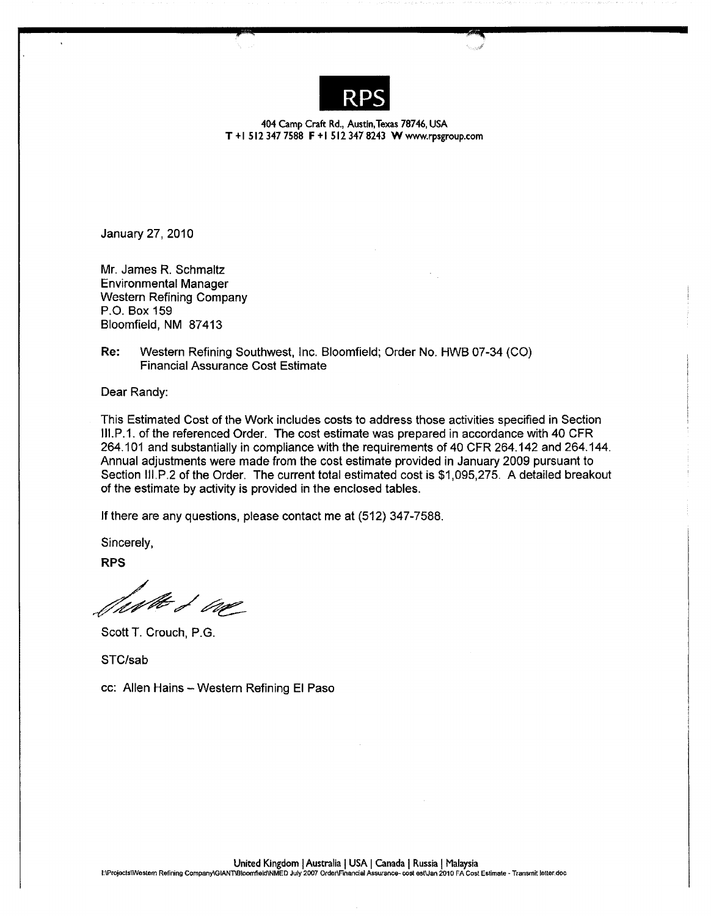**RPS**

404 Camp Craft Rd., Austin, Texas 78746, USA
T +1 512 347 7588 F +1 512 347 8243 W www.rpsgroup.com

January 27, 2010

Mr. James R. Schmaltz
Environmental Manager
Western Refining Company
P.O. Box 159
Bloomfield, NM 87413

**Re:** Western Refining Southwest, Inc. Bloomfield; Order No. HWB 07-34 (CO)
Financial Assurance Cost Estimate

Dear Randy:

This Estimated Cost of the Work includes costs to address those activities specified in Section III.P.1. of the referenced Order. The cost estimate was prepared in accordance with 40 CFR 264.101 and substantially in compliance with the requirements of 40 CFR 264.142 and 264.144. Annual adjustments were made from the cost estimate provided in January 2009 pursuant to Section III.P.2 of the Order. The current total estimated cost is $1,095,275. A detailed breakout of the estimate by activity is provided in the enclosed tables.

If there are any questions, please contact me at (512) 347-7588.

Sincerely,

**RPS**

Scott T. Crouch, P.G.

STC/sab

cc: Allen Hains – Western Refining El Paso

United Kingdom | Australia | USA | Canada | Russia | Malaysia

I:\Projects\Western Refining Company\GIANT\Bloomfield\NMED July 2007 Order\Financial Assurance- cost est\Jan 2010 FA Cost Estimate - Transmit letter.doc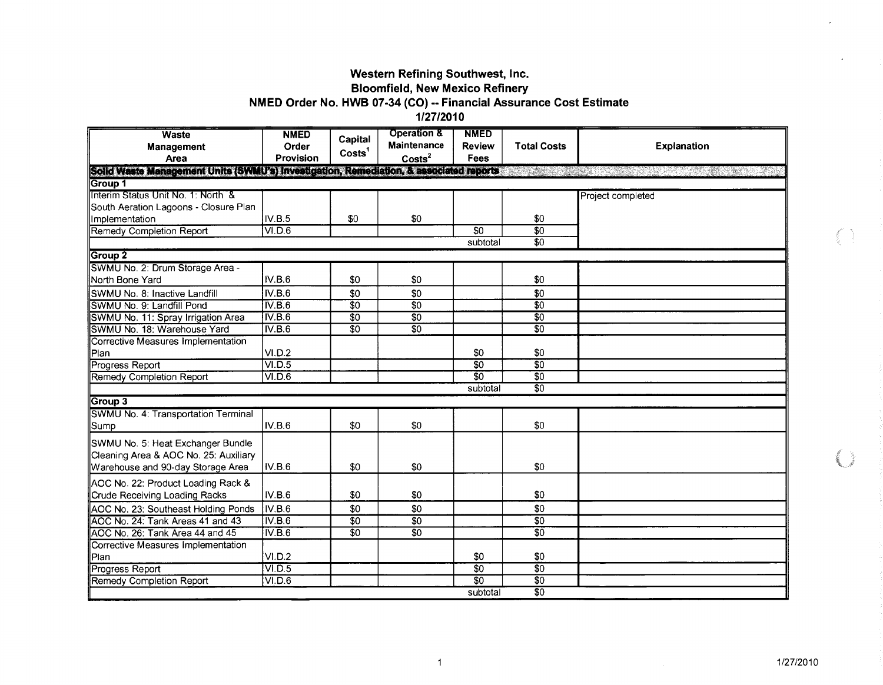# Western Refining Southwest, Inc.
## Bloomfield, New Mexico Refinery
## NMED Order No. HWB 07-34 (CO) -- Financial Assurance Cost Estimate
## 1/27/2010

| Waste Management Area | NMED Order Provision | Capital Costs[1] | Operation & Maintenance Costs[2] | NMED Review Fees | Total Costs | Explanation |
|---|---|---|---|---|---|---|
| **Solid Waste Management Units (SWMU's) Investigation, Remediation, & associated reports** | | | | | | |
| **Group 1** | | | | | | |
| Interim Status Unit No. 1: North & South Aeration Lagoons - Closure Plan Implementation | IV.B.5 | $0 | $0 | | $0 | Project completed |
| Remedy Completion Report | VI.D.6 | | | $0 | $0 | |
| | | | | subtotal | $0 | |
| **Group 2** | | | | | | |
| SWMU No. 2: Drum Storage Area - North Bone Yard | IV.B.6 | $0 | $0 | | $0 | |
| SWMU No. 8: Inactive Landfill | IV.B.6 | $0 | $0 | | $0 | |
| SWMU No. 9: Landfill Pond | IV.B.6 | $0 | $0 | | $0 | |
| SWMU No. 11: Spray Irrigation Area | IV.B.6 | $0 | $0 | | $0 | |
| SWMU No. 18: Warehouse Yard | IV.B.6 | $0 | $0 | | $0 | |
| Corrective Measures Implementation Plan | VI.D.2 | | | $0 | $0 | |
| Progress Report | VI.D.5 | | | $0 | $0 | |
| Remedy Completion Report | VI.D.6 | | | $0 | $0 | |
| | | | | subtotal | $0 | |
| **Group 3** | | | | | | |
| SWMU No. 4: Transportation Terminal Sump | IV.B.6 | $0 | $0 | | $0 | |
| SWMU No. 5: Heat Exchanger Bundle Cleaning Area & AOC No. 25: Auxiliary Warehouse and 90-day Storage Area | IV.B.6 | $0 | $0 | | $0 | |
| AOC No. 22: Product Loading Rack & Crude Receiving Loading Racks | IV.B.6 | $0 | $0 | | $0 | |
| AOC No. 23: Southeast Holding Ponds | IV.B.6 | $0 | $0 | | $0 | |
| AOC No. 24: Tank Areas 41 and 43 | IV.B.6 | $0 | $0 | | $0 | |
| AOC No. 26: Tank Area 44 and 45 | IV.B.6 | $0 | $0 | | $0 | |
| Corrective Measures Implementation Plan | VI.D.2 | | | $0 | $0 | |
| Progress Report | VI.D.5 | | | $0 | $0 | |
| Remedy Completion Report | VI.D.6 | | | $0 | $0 | |
| | | | | subtotal | $0 | |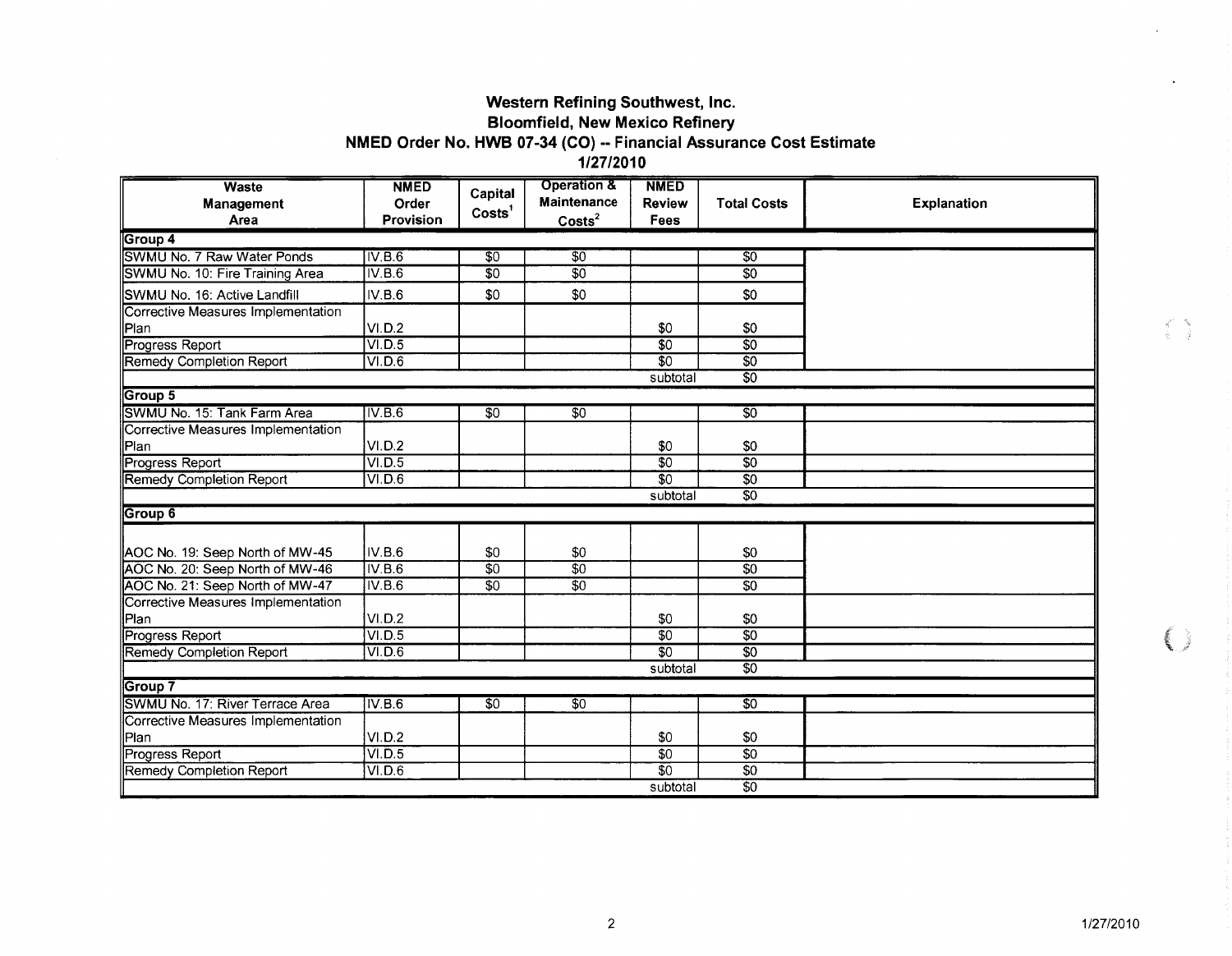# Western Refining Southwest, Inc.
## Bloomfield, New Mexico Refinery
## NMED Order No. HWB 07-34 (CO) -- Financial Assurance Cost Estimate
## 1/27/2010

| Waste Management Area | NMED Order Provision | Capital Costs[1] | Operation & Maintenance Costs[2] | NMED Review Fees | Total Costs | Explanation |
|---|---|---|---|---|---|---|
| **Group 4** | | | | | | |
| SWMU No. 7 Raw Water Ponds | IV.B.6 | $0 | $0 | | $0 | |
| SWMU No. 10: Fire Training Area | IV.B.6 | $0 | $0 | | $0 | |
| SWMU No. 16: Active Landfill | IV.B.6 | $0 | $0 | | $0 | |
| Corrective Measures Implementation Plan | VI.D.2 | | | $0 | $0 | |
| Progress Report | VI.D.5 | | | $0 | $0 | |
| Remedy Completion Report | VI.D.6 | | | $0 | $0 | |
| | | | | subtotal | $0 | |
| **Group 5** | | | | | | |
| SWMU No. 15: Tank Farm Area | IV.B.6 | $0 | $0 | | $0 | |
| Corrective Measures Implementation Plan | VI.D.2 | | | $0 | $0 | |
| Progress Report | VI.D.5 | | | $0 | $0 | |
| Remedy Completion Report | VI.D.6 | | | $0 | $0 | |
| | | | | subtotal | $0 | |
| **Group 6** | | | | | | |
| AOC No. 19: Seep North of MW-45 | IV.B.6 | $0 | $0 | | $0 | |
| AOC No. 20: Seep North of MW-46 | IV.B.6 | $0 | $0 | | $0 | |
| AOC No. 21: Seep North of MW-47 | IV.B.6 | $0 | $0 | | $0 | |
| Corrective Measures Implementation Plan | VI.D.2 | | | $0 | $0 | |
| Progress Report | VI.D.5 | | | $0 | $0 | |
| Remedy Completion Report | VI.D.6 | | | $0 | $0 | |
| | | | | subtotal | $0 | |
| **Group 7** | | | | | | |
| SWMU No. 17: River Terrace Area | IV.B.6 | $0 | $0 | | $0 | |
| Corrective Measures Implementation Plan | VI.D.2 | | | $0 | $0 | |
| Progress Report | VI.D.5 | | | $0 | $0 | |
| Remedy Completion Report | VI.D.6 | | | $0 | $0 | |
| | | | | subtotal | $0 | |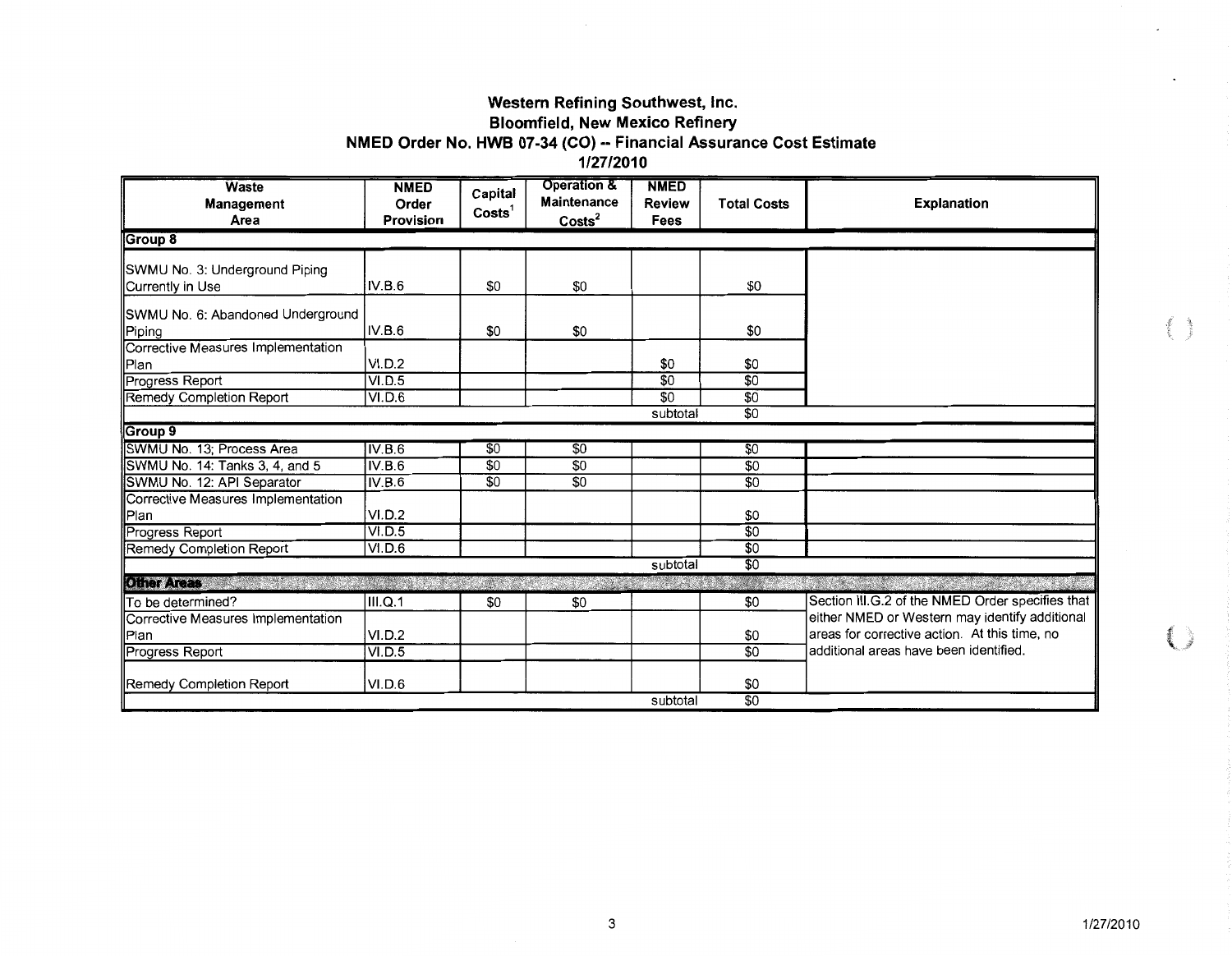**Western Refining Southwest, Inc.**
**Bloomfield, New Mexico Refinery**
**NMED Order No. HWB 07-34 (CO) -- Financial Assurance Cost Estimate**
**1/27/2010**

| Waste Management Area | NMED Order Provision | Capital Costs[1] | Operation & Maintenance Costs[2] | NMED Review Fees | Total Costs | Explanation |
|---|---|---|---|---|---|---|
| **Group 8** | | | | | | |
| SWMU No. 3: Underground Piping Currently in Use | IV.B.6 | $0 | $0 | | $0 | |
| SWMU No. 6: Abandoned Underground Piping | IV.B.6 | $0 | $0 | | $0 | |
| Corrective Measures Implementation Plan | VI.D.2 | | | $0 | $0 | |
| Progress Report | VI.D.5 | | | $0 | $0 | |
| Remedy Completion Report | VI.D.6 | | | $0 | $0 | |
| | | | | subtotal | $0 | |
| **Group 9** | | | | | | |
| SWMU No. 13; Process Area | IV.B.6 | $0 | $0 | | $0 | |
| SWMU No. 14: Tanks 3, 4, and 5 | IV.B.6 | $0 | $0 | | $0 | |
| SWMU No. 12: API Separator | IV.B.6 | $0 | $0 | | $0 | |
| Corrective Measures Implementation Plan | VI.D.2 | | | | $0 | |
| Progress Report | VI.D.5 | | | | $0 | |
| Remedy Completion Report | VI.D.6 | | | | $0 | |
| | | | | subtotal | $0 | |
| **Other Areas** | | | | | | |
| To be determined? | III.Q.1 | $0 | $0 | | $0 | Section III.G.2 of the NMED Order specifies that either NMED or Western may identify additional areas for corrective action. At this time, no additional areas have been identified. |
| Corrective Measures Implementation Plan | VI.D.2 | | | | $0 | |
| Progress Report | VI.D.5 | | | | $0 | |
| Remedy Completion Report | VI.D.6 | | | | $0 | |
| | | | | subtotal | $0 | |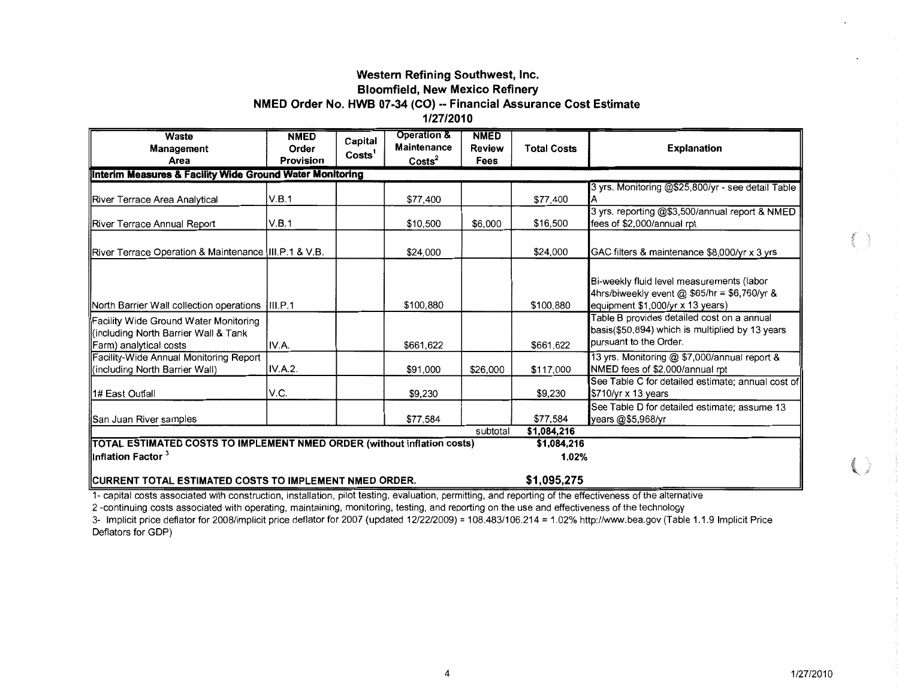# Western Refining Southwest, Inc.
## Bloomfield, New Mexico Refinery
## NMED Order No. HWB 07-34 (CO) -- Financial Assurance Cost Estimate
### 1/27/2010

| Waste Management Area | NMED Order Provision | Capital Costs[1] | Operation & Maintenance Costs[2] | NMED Review Fees | Total Costs | Explanation |
|---|---|---|---|---|---|---|
| **Interim Measures & Facility Wide Ground Water Monitoring** | | | | | | |
| River Terrace Area Analytical | V.B.1 | | $77,400 | | $77,400 | 3 yrs. Monitoring @$25,800/yr - see detail Table A |
| River Terrace Annual Report | V.B.1 | | $10,500 | $6,000 | $16,500 | 3 yrs. reporting @$3,500/annual report & NMED fees of $2,000/annual rpt |
| River Terrace Operation & Maintenance | III.P.1 & V.B. | | $24,000 | | $24,000 | GAC filters & maintenance $8,000/yr x 3 yrs |
| North Barrier Wall collection operations | III.P.1 | | $100,880 | | $100,880 | Bi-weekly fluid level measurements (labor 4hrs/biweekly event @ $65/hr = $6,760/yr & equipment $1,000/yr x 13 years) |
| Facility Wide Ground Water Monitoring (including North Barrier Wall & Tank Farm) analytical costs | IV.A. | | $661,622 | | $661,622 | Table B provides detailed cost on a annual basis($50,894) which is multiplied by 13 years pursuant to the Order. |
| Facility-Wide Annual Monitoring Report (including North Barrier Wall) | IV.A.2. | | $91,000 | $26,000 | $117,000 | 13 yrs. Monitoring @ $7,000/annual report & NMED fees of $2,000/annual rpt |
| 1# East Outfall | V.C. | | $9,230 | | $9,230 | See Table C for detailed estimate; annual cost of $710/yr x 13 years |
| San Juan River samples | | | $77,584 | | $77,584 | See Table D for detailed estimate; assume 13 years @$5,968/yr |
| | | | | subtotal | $1,084,216 | |
| **TOTAL ESTIMATED COSTS TO IMPLEMENT NMED ORDER (without inflation costs)** | | | | | **$1,084,216** | |
| **Inflation Factor [3]** | | | | | **1.02%** | |
| **CURRENT TOTAL ESTIMATED COSTS TO IMPLEMENT NMED ORDER.** | | | | | **$1,095,275** | |

1- capital costs associated with construction, installation, pilot testing, evaluation, permitting, and reporting of the effectiveness of the alternative

2 -continuing costs associated with operating, maintaining, monitoring, testing, and reporting on the use and effectiveness of the technology

3- Implicit price deflator for 2008/implicit price deflator for 2007 (updated 12/22/2009) = 108.483/106.214 = 1.02% http://www.bea.gov (Table 1.1.9 Implicit Price Deflators for GDP)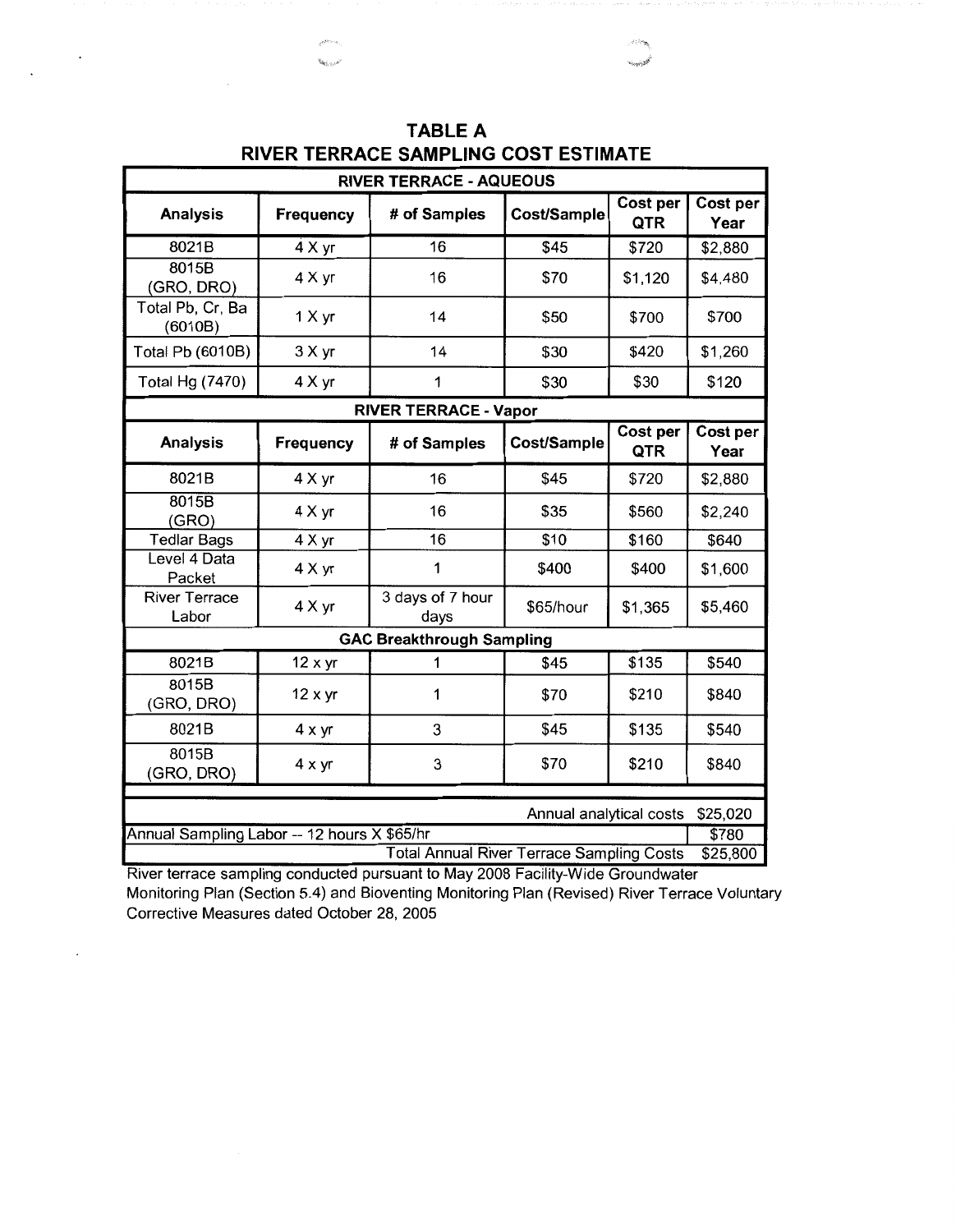# TABLE A
## RIVER TERRACE SAMPLING COST ESTIMATE

| RIVER TERRACE - AQUEOUS | | | | | |
|---|---|---|---|---|---|
| **Analysis** | **Frequency** | **# of Samples** | **Cost/Sample** | **Cost per QTR** | **Cost per Year** |
| 8021B | 4 X yr | 16 | $45 | $720 | $2,880 |
| 8015B (GRO, DRO) | 4 X yr | 16 | $70 | $1,120 | $4,480 |
| Total Pb, Cr, Ba (6010B) | 1 X yr | 14 | $50 | $700 | $700 |
| Total Pb (6010B) | 3 X yr | 14 | $30 | $420 | $1,260 |
| Total Hg (7470) | 4 X yr | 1 | $30 | $30 | $120 |
| **RIVER TERRACE - Vapor** | | | | | |
| **Analysis** | **Frequency** | **# of Samples** | **Cost/Sample** | **Cost per QTR** | **Cost per Year** |
| 8021B | 4 X yr | 16 | $45 | $720 | $2,880 |
| 8015B (GRO) | 4 X yr | 16 | $35 | $560 | $2,240 |
| Tedlar Bags | 4 X yr | 16 | $10 | $160 | $640 |
| Level 4 Data Packet | 4 X yr | 1 | $400 | $400 | $1,600 |
| River Terrace Labor | 4 X yr | 3 days of 7 hour days | $65/hour | $1,365 | $5,460 |
| **GAC Breakthrough Sampling** | | | | | |
| 8021B | 12 x yr | 1 | $45 | $135 | $540 |
| 8015B (GRO, DRO) | 12 x yr | 1 | $70 | $210 | $840 |
| 8021B | 4 x yr | 3 | $45 | $135 | $540 |
| 8015B (GRO, DRO) | 4 x yr | 3 | $70 | $210 | $840 |
| | | | | Annual analytical costs | $25,020 |
| Annual Sampling Labor -- 12 hours X $65/hr | | | | | $780 |
| | | | | Total Annual River Terrace Sampling Costs | $25,800 |

River terrace sampling conducted pursuant to May 2008 Facility-Wide Groundwater Monitoring Plan (Section 5.4) and Bioventing Monitoring Plan (Revised) River Terrace Voluntary Corrective Measures dated October 28, 2005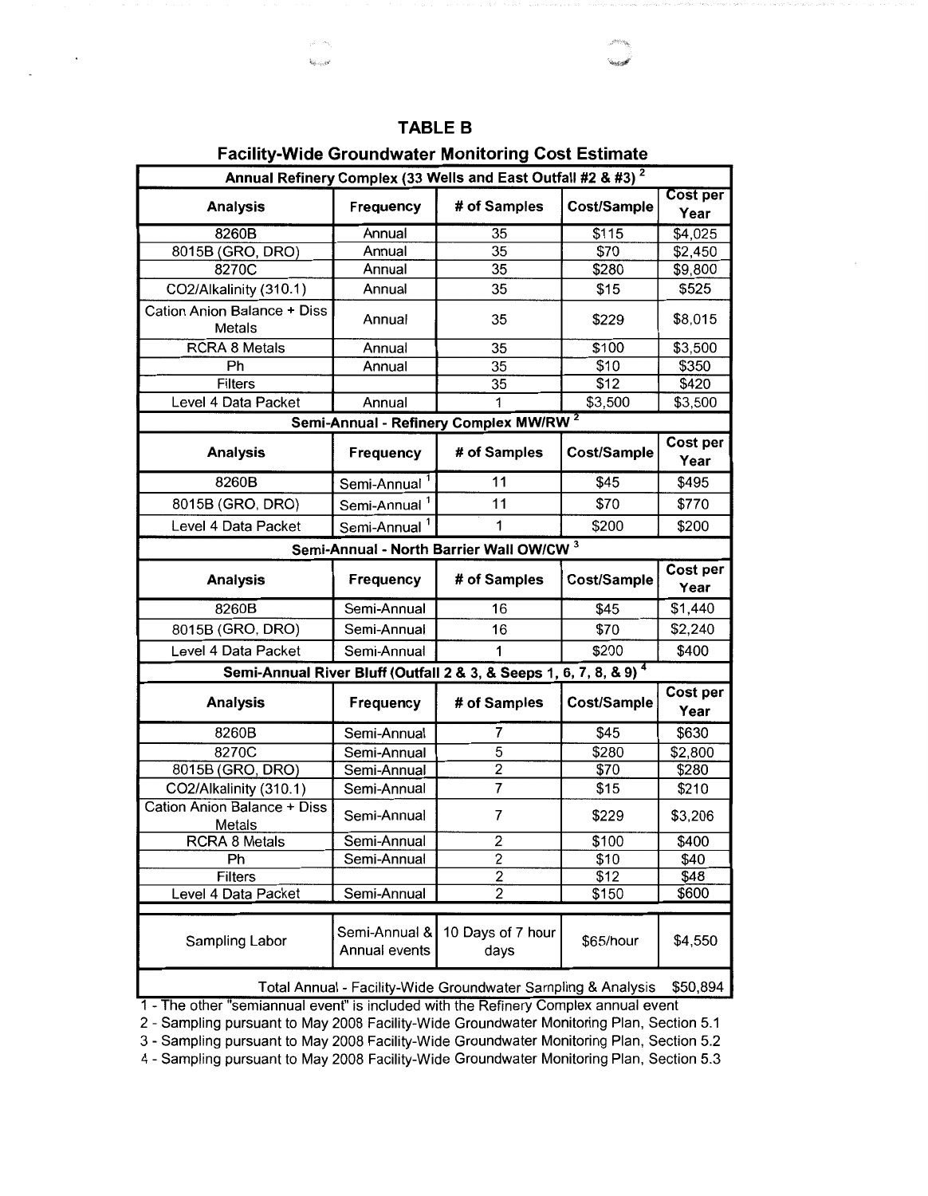# TABLE B

## Facility-Wide Groundwater Monitoring Cost Estimate

| Analysis | Frequency | # of Samples | Cost/Sample | Cost per Year |
|---|---|---|---|---|
| **Annual Refinery Complex (33 Wells and East Outfall #2 & #3) [2]** | | | | |
| 8260B | Annual | 35 | $115 | $4,025 |
| 8015B (GRO, DRO) | Annual | 35 | $70 | $2,450 |
| 8270C | Annual | 35 | $280 | $9,800 |
| CO2/Alkalinity (310.1) | Annual | 35 | $15 | $525 |
| Cation Anion Balance + Diss Metals | Annual | 35 | $229 | $8,015 |
| RCRA 8 Metals | Annual | 35 | $100 | $3,500 |
| Ph | Annual | 35 | $10 | $350 |
| Filters | | 35 | $12 | $420 |
| Level 4 Data Packet | Annual | 1 | $3,500 | $3,500 |
| **Semi-Annual - Refinery Complex MW/RW [2]** | | | | |
| **Analysis** | **Frequency** | **# of Samples** | **Cost/Sample** | **Cost per Year** |
| 8260B | Semi-Annual [1] | 11 | $45 | $495 |
| 8015B (GRO, DRO) | Semi-Annual [1] | 11 | $70 | $770 |
| Level 4 Data Packet | Semi-Annual [1] | 1 | $200 | $200 |
| **Semi-Annual - North Barrier Wall OW/CW [3]** | | | | |
| **Analysis** | **Frequency** | **# of Samples** | **Cost/Sample** | **Cost per Year** |
| 8260B | Semi-Annual | 16 | $45 | $1,440 |
| 8015B (GRO, DRO) | Semi-Annual | 16 | $70 | $2,240 |
| Level 4 Data Packet | Semi-Annual | 1 | $200 | $400 |
| **Semi-Annual River Bluff (Outfall 2 & 3, & Seeps 1, 6, 7, 8, & 9) [4]** | | | | |
| **Analysis** | **Frequency** | **# of Samples** | **Cost/Sample** | **Cost per Year** |
| 8260B | Semi-Annual | 7 | $45 | $630 |
| 8270C | Semi-Annual | 5 | $280 | $2,800 |
| 8015B (GRO, DRO) | Semi-Annual | 2 | $70 | $280 |
| CO2/Alkalinity (310.1) | Semi-Annual | 7 | $15 | $210 |
| Cation Anion Balance + Diss Metals | Semi-Annual | 7 | $229 | $3,206 |
| RCRA 8 Metals | Semi-Annual | 2 | $100 | $400 |
| Ph | Semi-Annual | 2 | $10 | $40 |
| Filters | | 2 | $12 | $48 |
| Level 4 Data Packet | Semi-Annual | 2 | $150 | $600 |
| Sampling Labor | Semi-Annual & Annual events | 10 Days of 7 hour days | $65/hour | $4,550 |
| Total Annual - Facility-Wide Groundwater Sampling & Analysis | | | | $50,894 |

1 - The other "semiannual event" is included with the Refinery Complex annual event

2 - Sampling pursuant to May 2008 Facility-Wide Groundwater Monitoring Plan, Section 5.1

3 - Sampling pursuant to May 2008 Facility-Wide Groundwater Monitoring Plan, Section 5.2

4 - Sampling pursuant to May 2008 Facility-Wide Groundwater Monitoring Plan, Section 5.3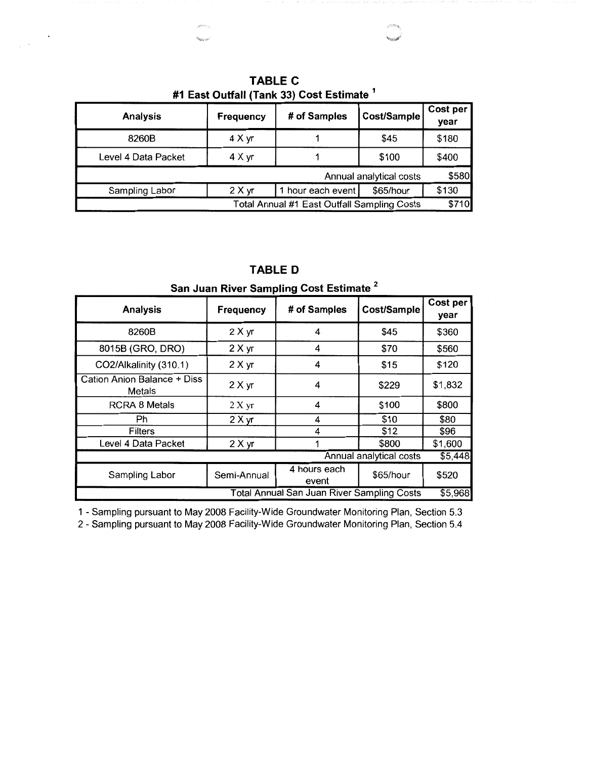## TABLE C

### #1 East Outfall (Tank 33) Cost Estimate [1]

| Analysis | Frequency | # of Samples | Cost/Sample | Cost per year |
|---|---|---|---|---|
| 8260B | 4 X yr | 1 | $45 | $180 |
| Level 4 Data Packet | 4 X yr | 1 | $100 | $400 |
| | | | Annual analytical costs | $580 |
| Sampling Labor | 2 X yr | 1 hour each event | $65/hour | $130 |
| | | | Total Annual #1 East Outfall Sampling Costs | $710 |

## TABLE D

### San Juan River Sampling Cost Estimate [2]

| Analysis | Frequency | # of Samples | Cost/Sample | Cost per year |
|---|---|---|---|---|
| 8260B | 2 X yr | 4 | $45 | $360 |
| 8015B (GRO, DRO) | 2 X yr | 4 | $70 | $560 |
| CO2/Alkalinity (310.1) | 2 X yr | 4 | $15 | $120 |
| Cation Anion Balance + Diss Metals | 2 X yr | 4 | $229 | $1,832 |
| RCRA 8 Metals | 2 X yr | 4 | $100 | $800 |
| Ph | 2 X yr | 4 | $10 | $80 |
| Filters | | 4 | $12 | $96 |
| Level 4 Data Packet | 2 X yr | 1 | $800 | $1,600 |
| | | | Annual analytical costs | $5,448 |
| Sampling Labor | Semi-Annual | 4 hours each event | $65/hour | $520 |
| | | | Total Annual San Juan River Sampling Costs | $5,968 |

1 - Sampling pursuant to May 2008 Facility-Wide Groundwater Monitoring Plan, Section 5.3

2 - Sampling pursuant to May 2008 Facility-Wide Groundwater Monitoring Plan, Section 5.4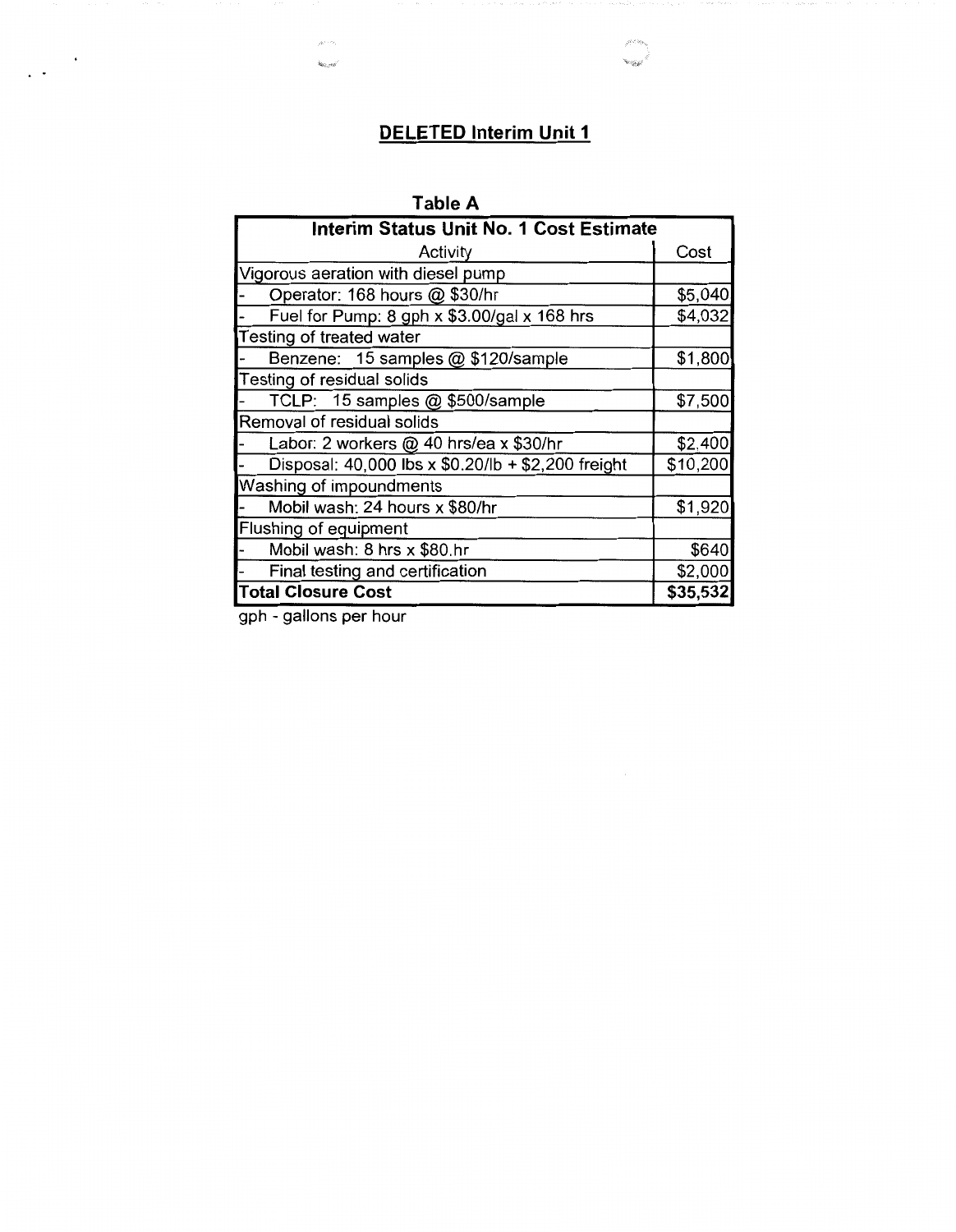## DELETED Interim Unit 1

**Table A**

| Interim Status Unit No. 1 Cost Estimate | |
|---|---|
| Activity | Cost |
| Vigorous aeration with diesel pump | |
| - Operator: 168 hours @ $30/hr | $5,040 |
| - Fuel for Pump: 8 gph x $3.00/gal x 168 hrs | $4,032 |
| Testing of treated water | |
| - Benzene: 15 samples @ $120/sample | $1,800 |
| Testing of residual solids | |
| - TCLP: 15 samples @ $500/sample | $7,500 |
| Removal of residual solids | |
| - Labor: 2 workers @ 40 hrs/ea x $30/hr | $2,400 |
| - Disposal: 40,000 lbs x $0.20/lb + $2,200 freight | $10,200 |
| Washing of impoundments | |
| - Mobil wash: 24 hours x $80/hr | $1,920 |
| Flushing of equipment | |
| - Mobil wash: 8 hrs x $80.hr | $640 |
| - Final testing and certification | $2,000 |
| **Total Closure Cost** | **$35,532** |

gph - gallons per hour